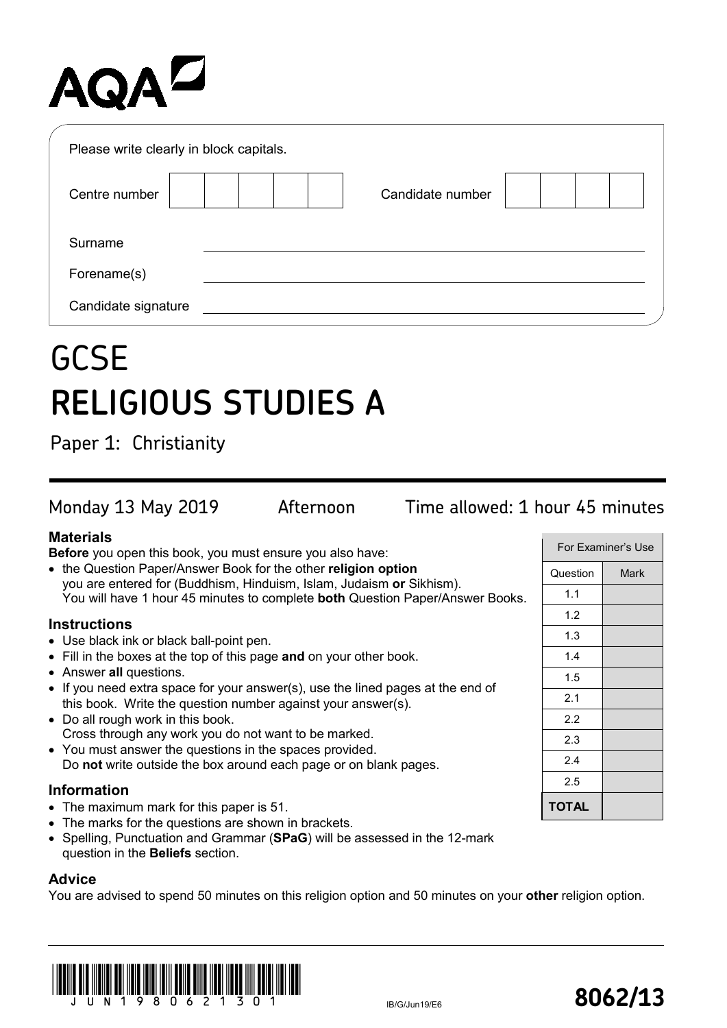AQA

Please write clearly in block capitals.

| Centre number | | | | | | Candidate number | | | | |
|---|---|---|---|---|---|---|---|---|---|---|

Surname ______________________________

Forename(s) ______________________________

Candidate signature ______________________________

# GCSE
# RELIGIOUS STUDIES A

Paper 1: Christianity

Monday 13 May 2019 Afternoon Time allowed: 1 hour 45 minutes

### Materials

**Before** you open this book, you must ensure you also have:

- the Question Paper/Answer Book for the other **religion option** you are entered for (Buddhism, Hinduism, Islam, Judaism **or** Sikhism). You will have 1 hour 45 minutes to complete **both** Question Paper/Answer Books.

### Instructions

- Use black ink or black ball-point pen.
- Fill in the boxes at the top of this page **and** on your other book.
- Answer **all** questions.
- If you need extra space for your answer(s), use the lined pages at the end of this book. Write the question number against your answer(s).
- Do all rough work in this book. Cross through any work you do not want to be marked.
- You must answer the questions in the spaces provided. Do **not** write outside the box around each page or on blank pages.

### Information

- The maximum mark for this paper is 51.
- The marks for the questions are shown in brackets.
- Spelling, Punctuation and Grammar (**SPaG**) will be assessed in the 12-mark question in the **Beliefs** section.

| For Examiner's Use | |
|---|---|
| Question | Mark |
| 1.1 | |
| 1.2 | |
| 1.3 | |
| 1.4 | |
| 1.5 | |
| 2.1 | |
| 2.2 | |
| 2.3 | |
| 2.4 | |
| 2.5 | |
| **TOTAL** | |

### Advice

You are advised to spend 50 minutes on this religion option and 50 minutes on your **other** religion option.

IB/G/Jun19/E6

**8062/13**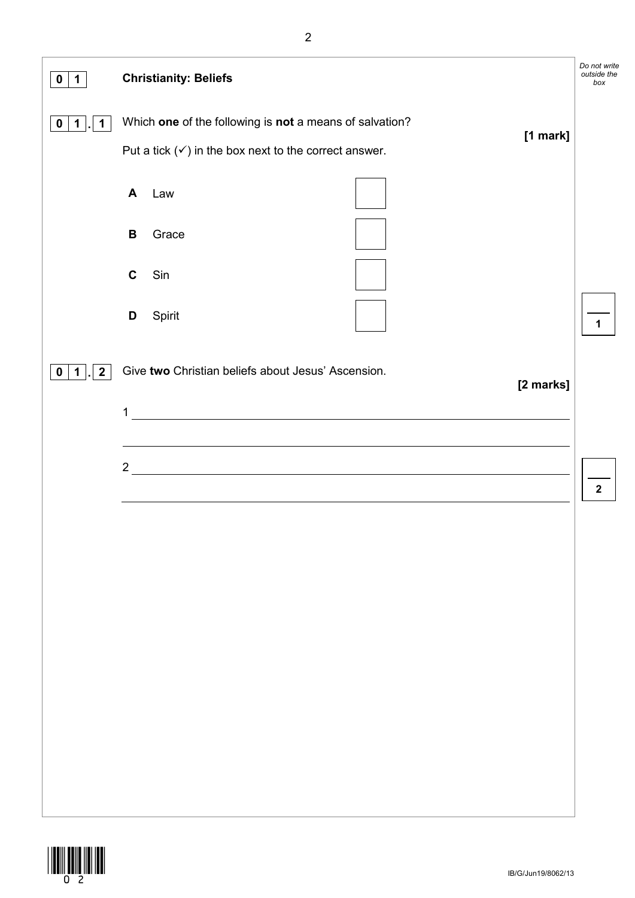**0 1** **Christianity: Beliefs**

*Do not write outside the box*

**0 1 . 1** Which **one** of the following is **not** a means of salvation?

**[1 mark]**

Put a tick (✓) in the box next to the correct answer.

**A** Law ☐

**B** Grace ☐

**C** Sin ☐

**D** Spirit ☐

**0 1 . 2** Give **two** Christian beliefs about Jesus' Ascension.

**[2 marks]**

1 ______________________________________________

______________________________________________

2 ______________________________________________

______________________________________________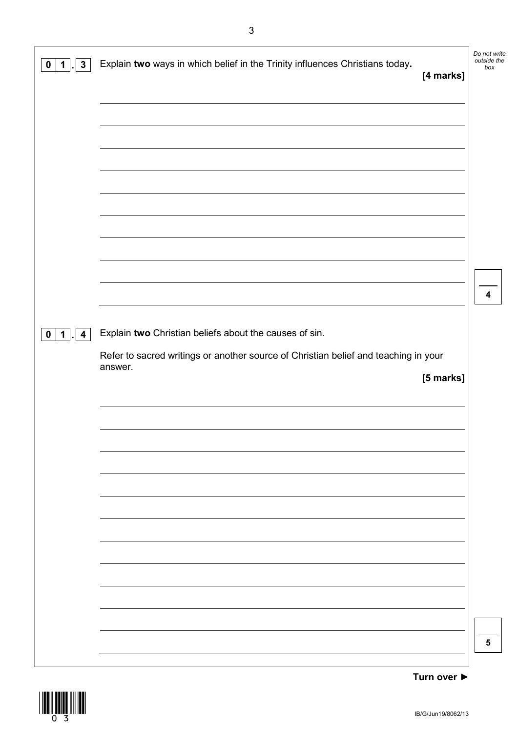**0 1 . 3** Explain **two** ways in which belief in the Trinity influences Christians today.

**[4 marks]**

**0 1 . 4** Explain **two** Christian beliefs about the causes of sin.

Refer to sacred writings or another source of Christian belief and teaching in your answer.

**[5 marks]**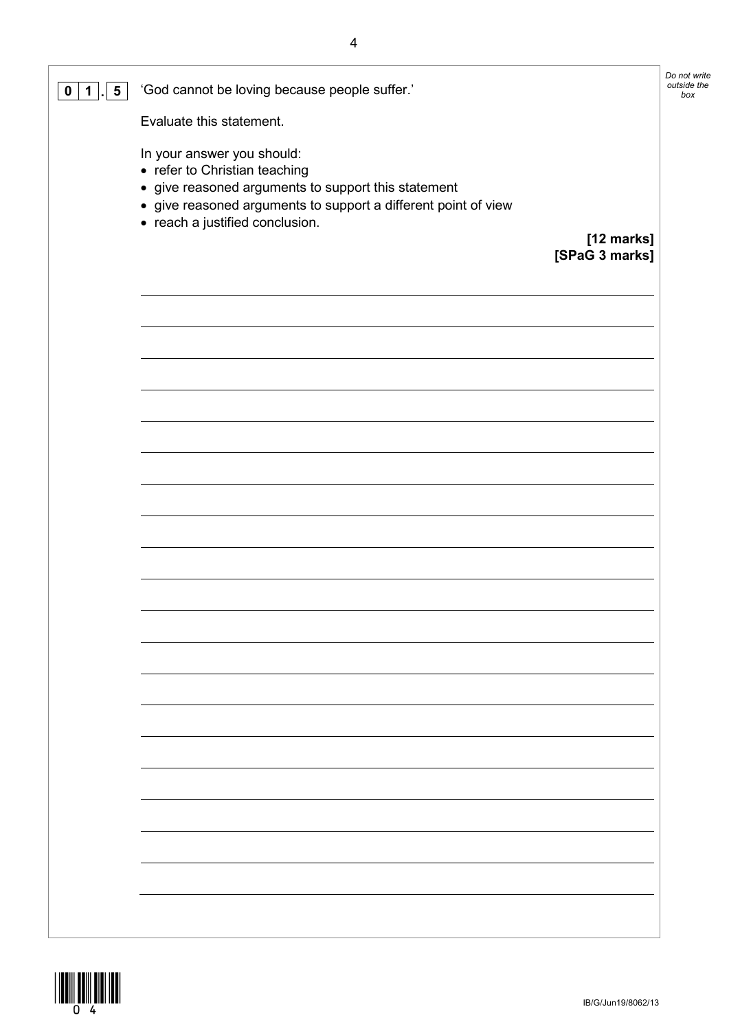**0 1 . 5** 'God cannot be loving because people suffer.'

Evaluate this statement.

In your answer you should:

- refer to Christian teaching
- give reasoned arguments to support this statement
- give reasoned arguments to support a different point of view
- reach a justified conclusion.

**[12 marks]**
**[SPaG 3 marks]**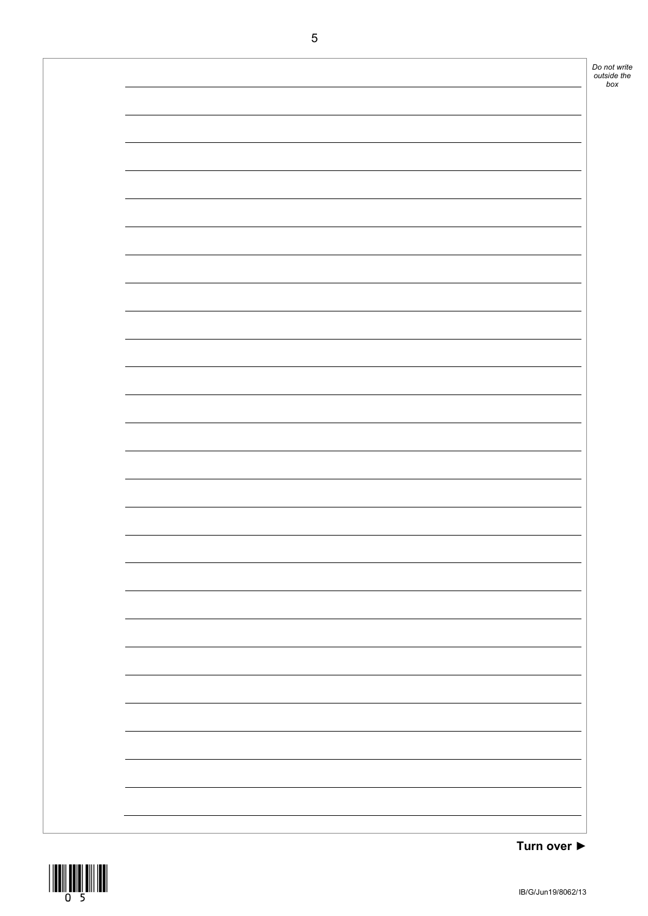Turn over ►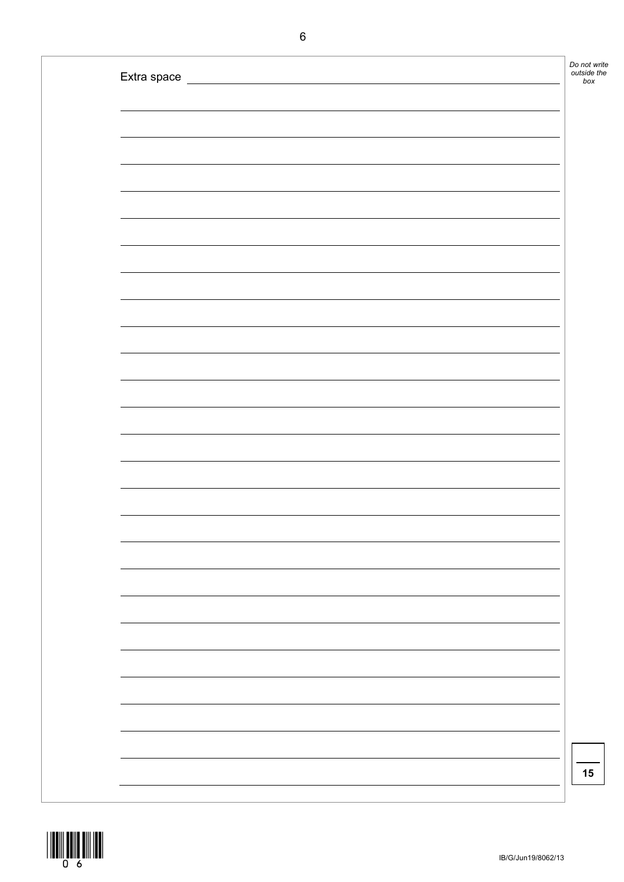Extra space

15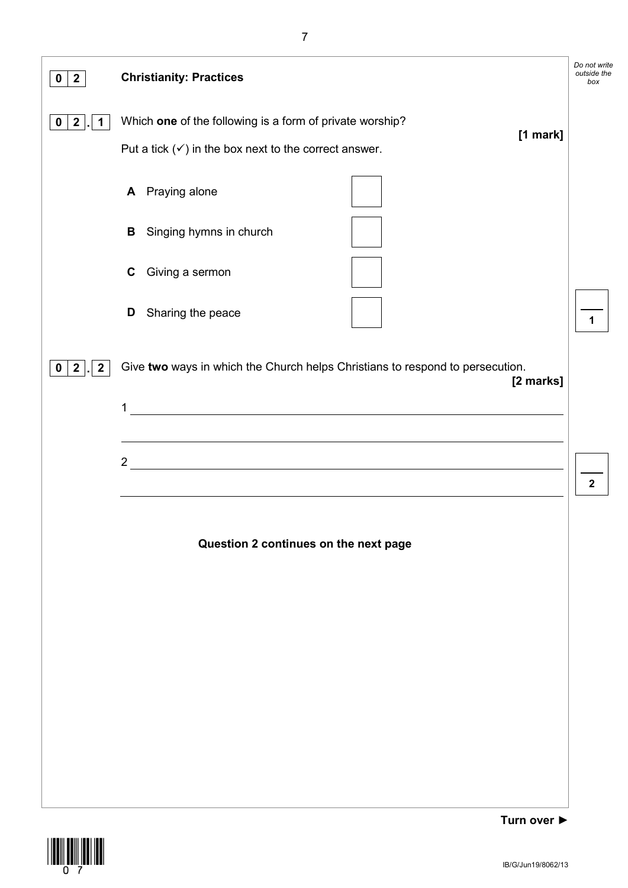## 0 2 Christianity: Practices

**0 2 . 1** Which **one** of the following is a form of private worship?

**[1 mark]**

Put a tick (✓) in the box next to the correct answer.

**A** Praying alone ☐

**B** Singing hymns in church ☐

**C** Giving a sermon ☐

**D** Sharing the peace ☐

**0 2 . 2** Give **two** ways in which the Church helps Christians to respond to persecution.

**[2 marks]**

1 ____________________________________________

____________________________________________

2 ____________________________________________

____________________________________________

**Question 2 continues on the next page**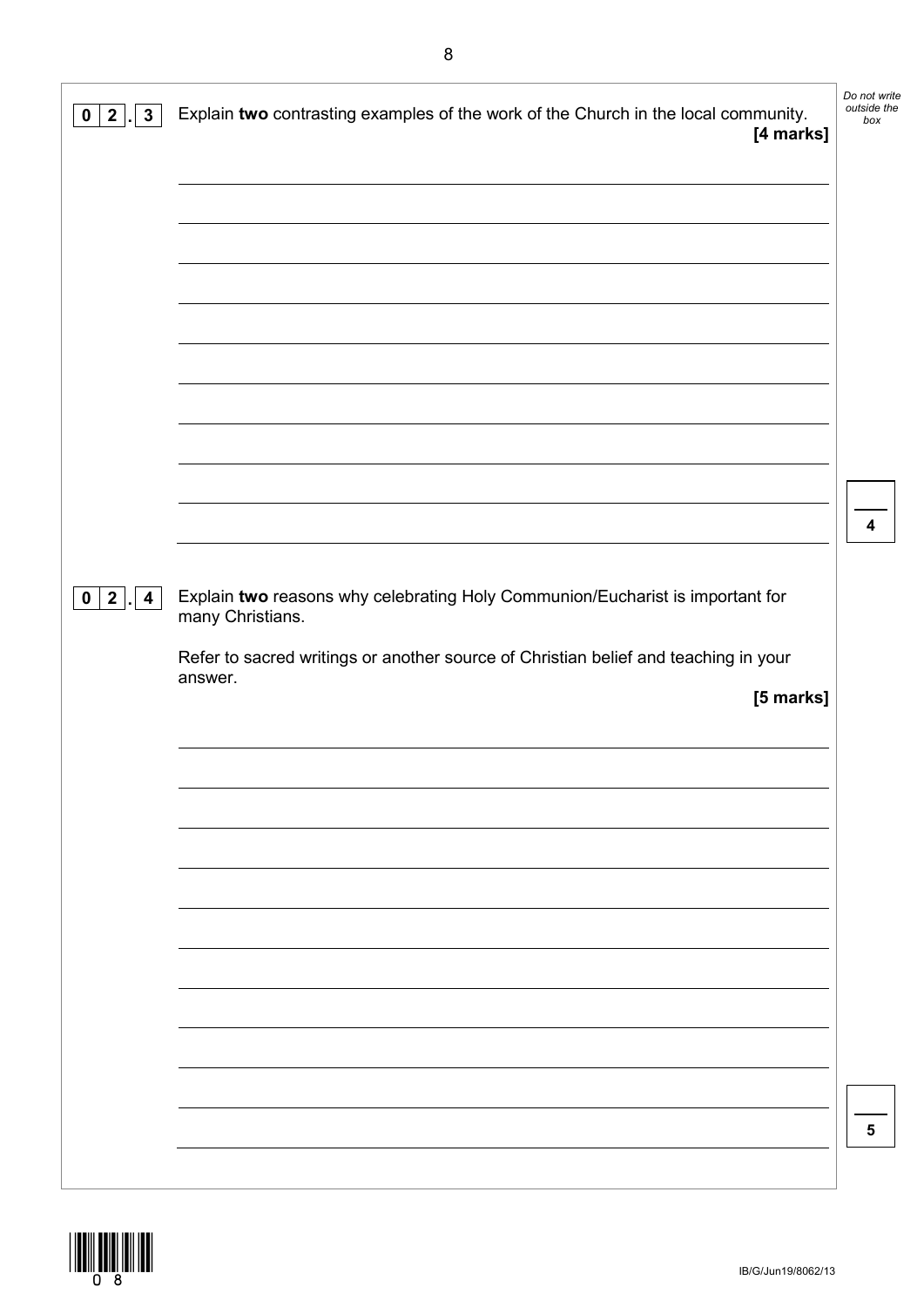**0 2 . 3** Explain **two** contrasting examples of the work of the Church in the local community. **[4 marks]**

**0 2 . 4** Explain **two** reasons why celebrating Holy Communion/Eucharist is important for many Christians.

Refer to sacred writings or another source of Christian belief and teaching in your answer.

**[5 marks]**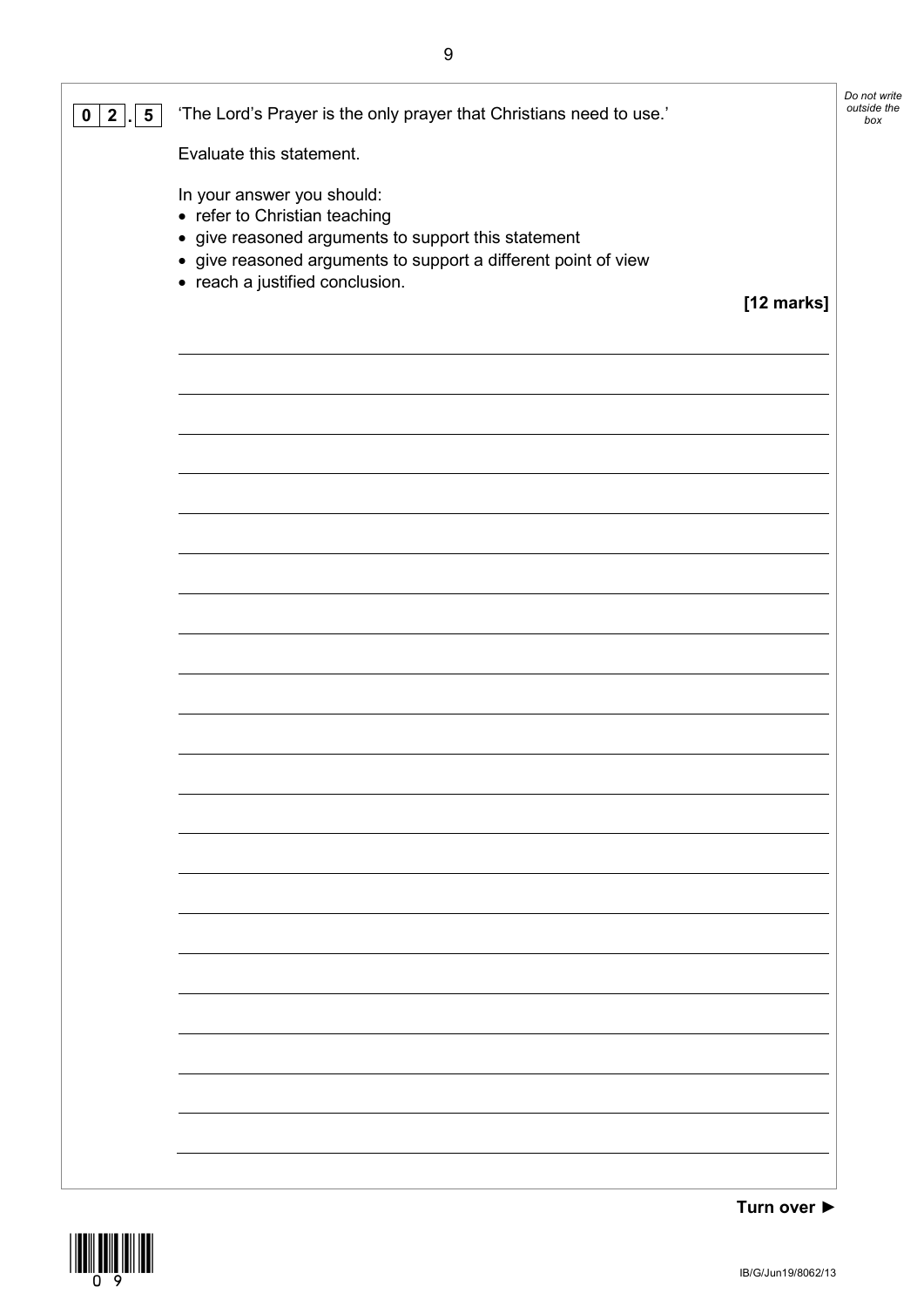**0 2 . 5** 'The Lord's Prayer is the only prayer that Christians need to use.'

Evaluate this statement.

In your answer you should:

- refer to Christian teaching
- give reasoned arguments to support this statement
- give reasoned arguments to support a different point of view
- reach a justified conclusion.

**[12 marks]**

**Turn over ►**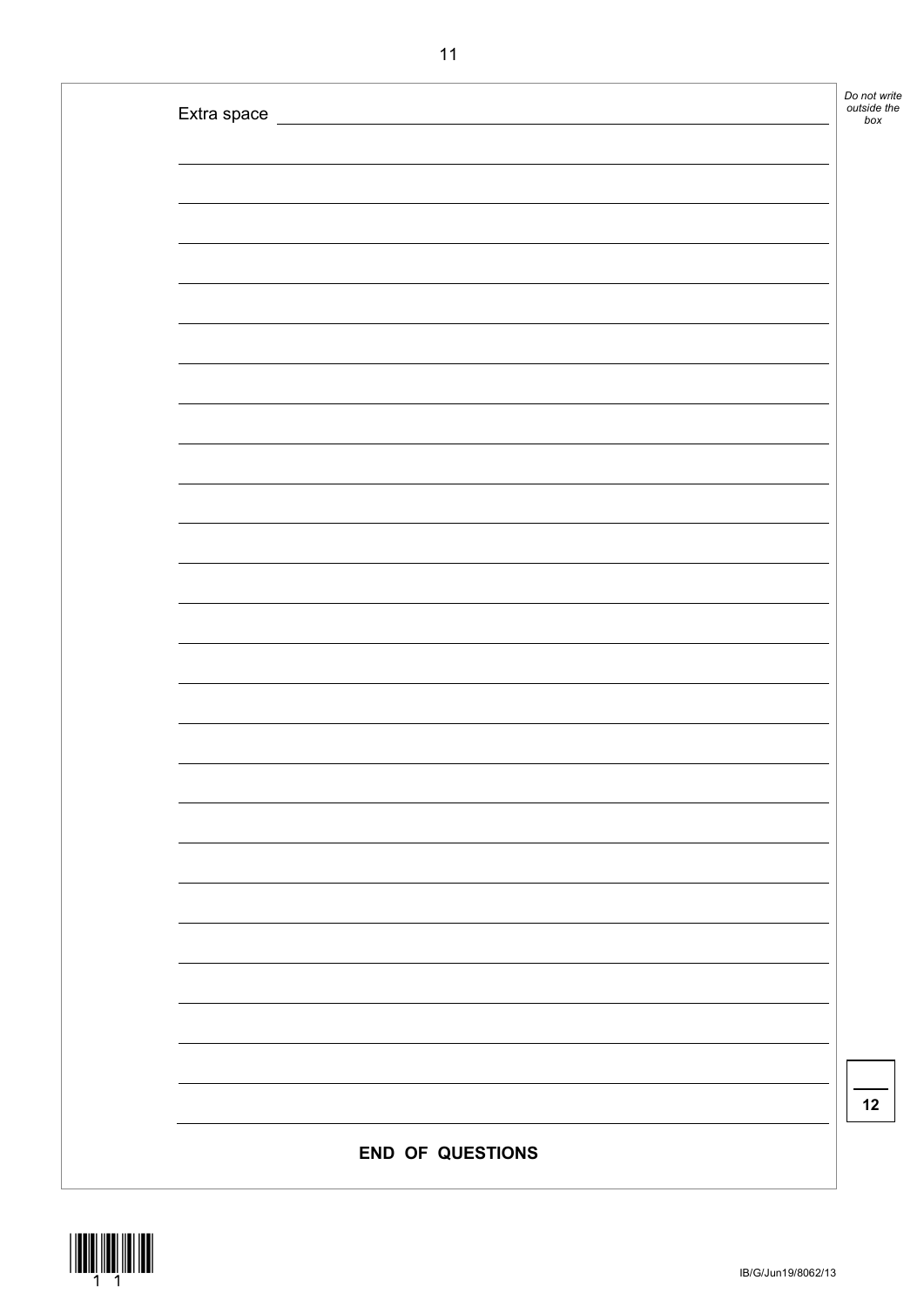Extra space

**END OF QUESTIONS**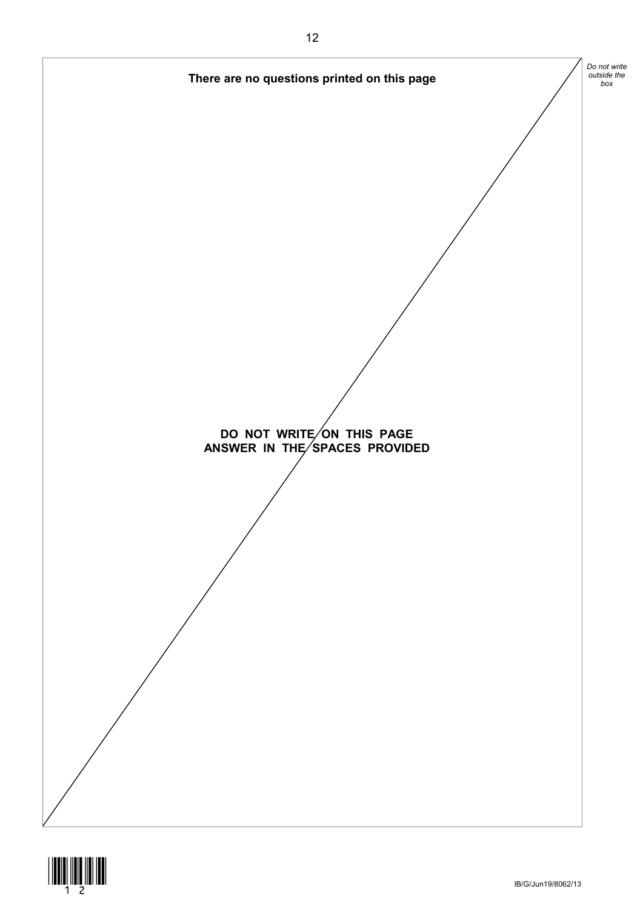**There are no questions printed on this page**

**DO NOT WRITE ON THIS PAGE**
**ANSWER IN THE SPACES PROVIDED**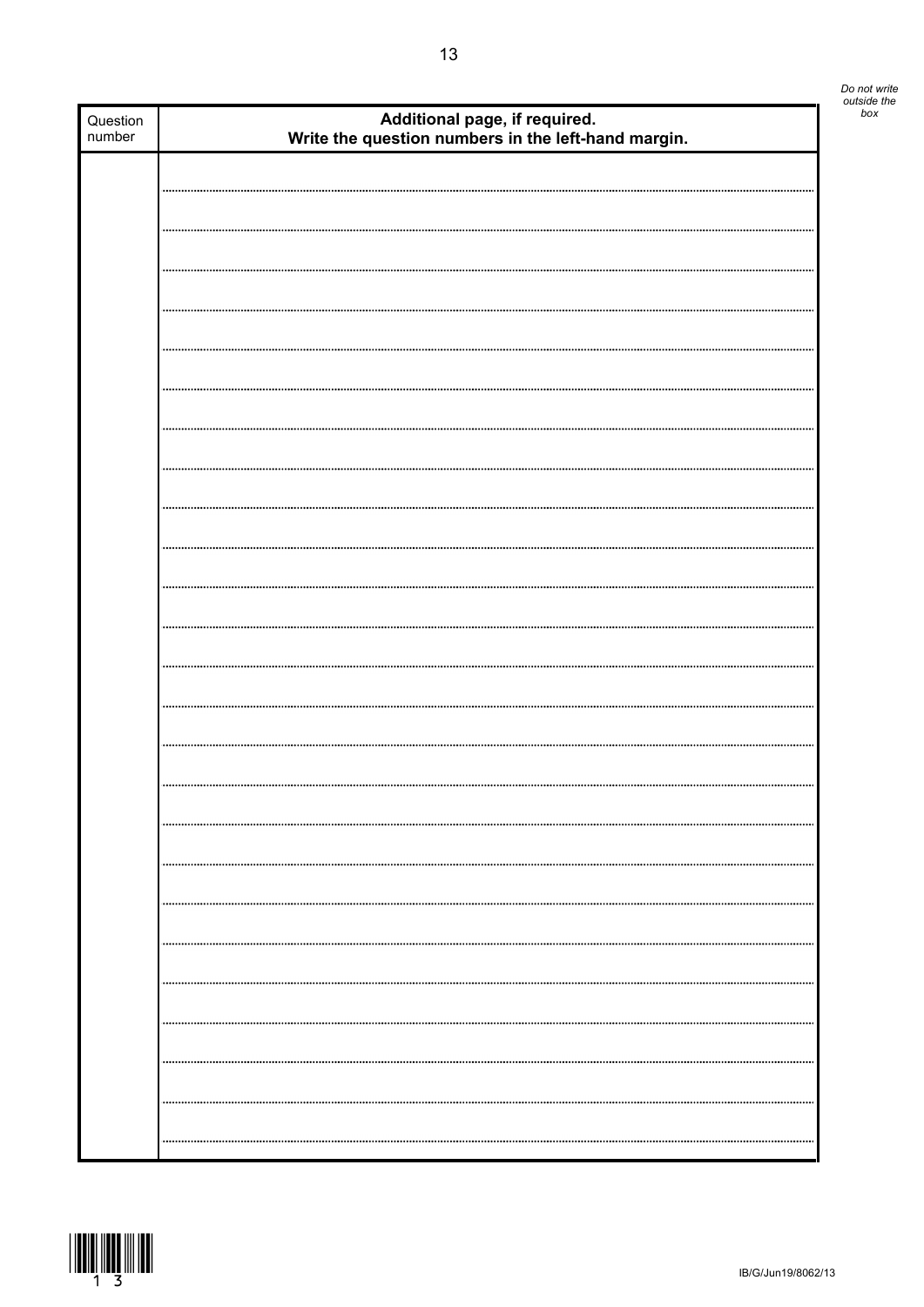| Question number | **Additional page, if required.** **Write the question numbers in the left-hand margin.** |
| --- | --- |
| | |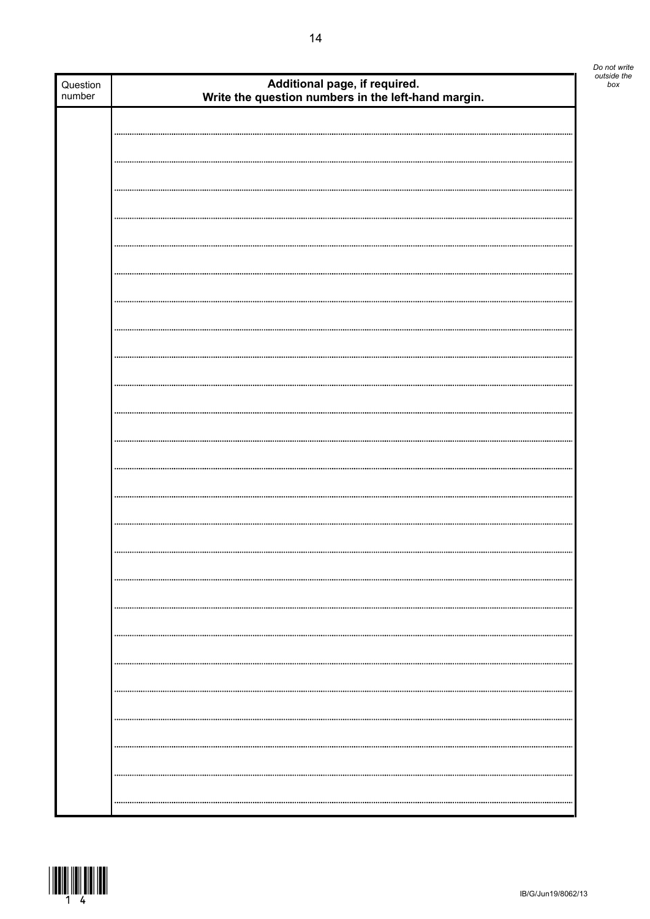*Do not write outside the box*

| Question number | **Additional page, if required.** **Write the question numbers in the left-hand margin.** |
|---|---|
| | |

IB/G/Jun19/8062/13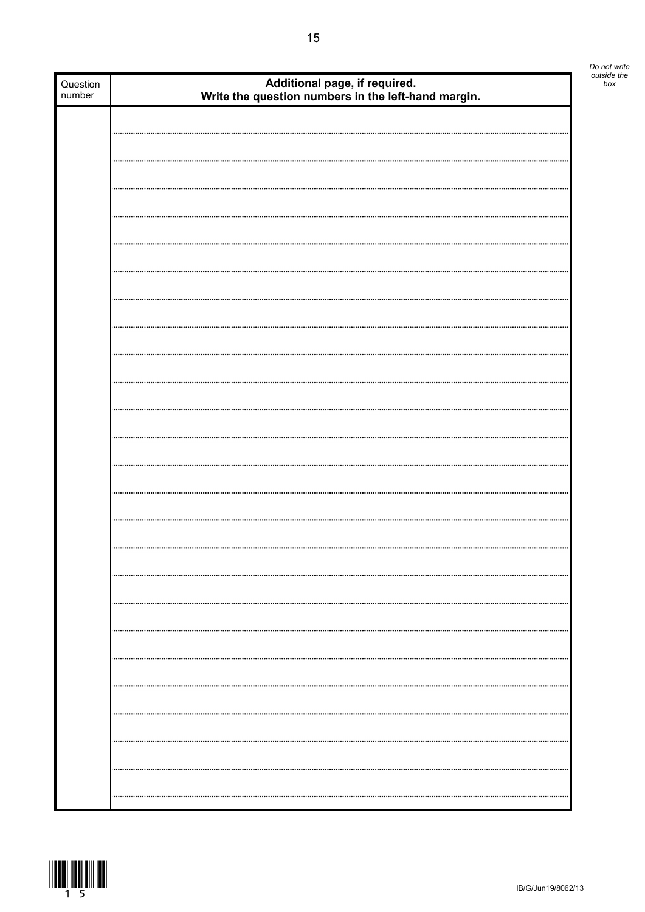| Question number | **Additional page, if required. Write the question numbers in the left-hand margin.** |
|---|---|
| | |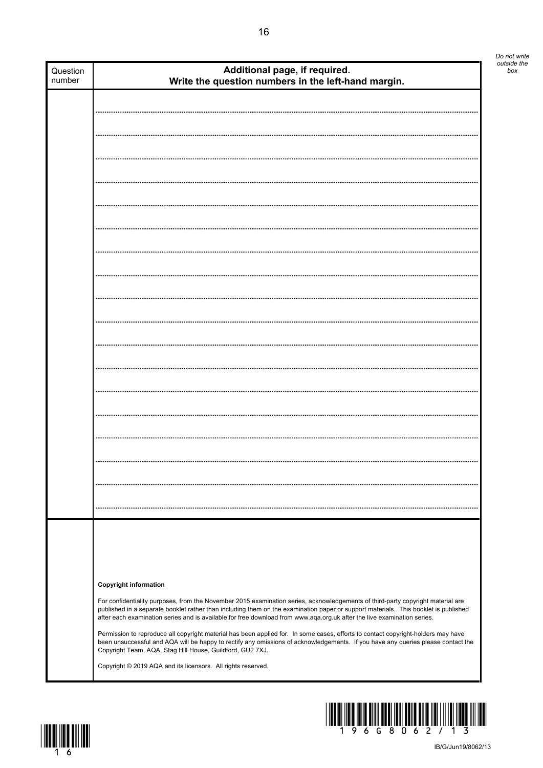| Question number | **Additional page, if required. Write the question numbers in the left-hand margin.** |
|---|---|
| | |

**Copyright information**

For confidentiality purposes, from the November 2015 examination series, acknowledgements of third-party copyright material are published in a separate booklet rather than including them on the examination paper or support materials. This booklet is published after each examination series and is available for free download from www.aqa.org.uk after the live examination series.

Permission to reproduce all copyright material has been applied for. In some cases, efforts to contact copyright-holders may have been unsuccessful and AQA will be happy to rectify any omissions of acknowledgements. If you have any queries please contact the Copyright Team, AQA, Stag Hill House, Guildford, GU2 7XJ.

Copyright © 2019 AQA and its licensors. All rights reserved.

IB/G/Jun19/8062/13